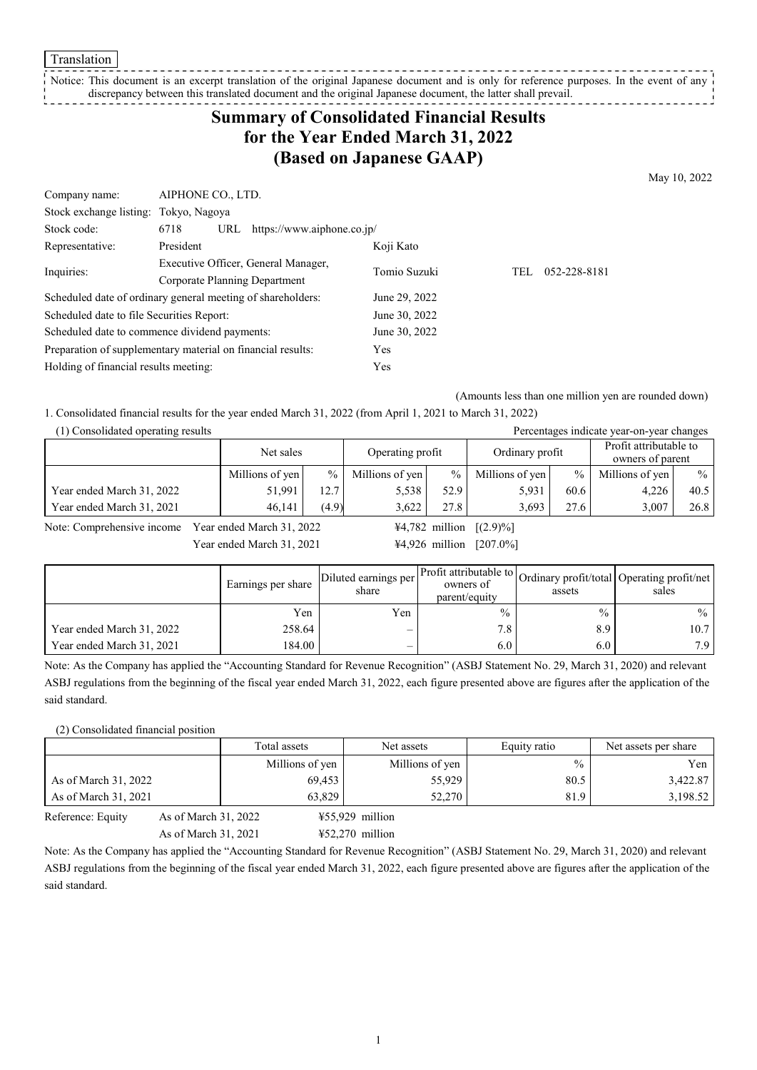Translation

Notice: This document is an excerpt translation of the original Japanese document and is only for reference purposes. In the event of any discrepancy between this translated document and the original Japanese document, the latter shall prevail.

# Summary of Consolidated Financial Results for the Year Ended March 31, 2022 (Based on Japanese GAAP)

May 10, 2022

| | | | | |
|---|---|---|---|---|
| Company name: | AIPHONE CO., LTD. | | | |
| Stock exchange listing: | Tokyo, Nagoya | | | |
| Stock code: | 6718 URL https://www.aiphone.co.jp/ | | | |
| Representative: | President | Koji Kato | | |
| Inquiries: | Executive Officer, General Manager, Corporate Planning Department | Tomio Suzuki | TEL | 052-228-8181 |

| | |
|---|---|
| Scheduled date of ordinary general meeting of shareholders: | June 29, 2022 |
| Scheduled date to file Securities Report: | June 30, 2022 |
| Scheduled date to commence dividend payments: | June 30, 2022 |
| Preparation of supplementary material on financial results: | Yes |
| Holding of financial results meeting: | Yes |

(Amounts less than one million yen are rounded down)

1. Consolidated financial results for the year ended March 31, 2022 (from April 1, 2021 to March 31, 2022)

(1) Consolidated operating results

Percentages indicate year-on-year changes

| | Net sales | | Operating profit | | Ordinary profit | | Profit attributable to owners of parent | |
|---|---|---|---|---|---|---|---|---|
| | Millions of yen | % | Millions of yen | % | Millions of yen | % | Millions of yen | % |
| Year ended March 31, 2022 | 51,991 | 12.7 | 5,538 | 52.9 | 5,931 | 60.6 | 4,226 | 40.5 |
| Year ended March 31, 2021 | 46,141 | (4.9) | 3,622 | 27.8 | 3,693 | 27.6 | 3,007 | 26.8 |

Note: Comprehensive income Year ended March 31, 2022 ¥4,782 million [(2.9)%]
Year ended March 31, 2021 ¥4,926 million [207.0%]

| | Earnings per share | Diluted earnings per share | Profit attributable to owners of parent/equity | Ordinary profit/total assets | Operating profit/net sales |
|---|---|---|---|---|---|
| | Yen | Yen | % | % | % |
| Year ended March 31, 2022 | 258.64 | – | 7.8 | 8.9 | 10.7 |
| Year ended March 31, 2021 | 184.00 | – | 6.0 | 6.0 | 7.9 |

Note: As the Company has applied the "Accounting Standard for Revenue Recognition" (ASBJ Statement No. 29, March 31, 2020) and relevant ASBJ regulations from the beginning of the fiscal year ended March 31, 2022, each figure presented above are figures after the application of the said standard.

(2) Consolidated financial position

| | Total assets | Net assets | Equity ratio | Net assets per share |
|---|---|---|---|---|
| | Millions of yen | Millions of yen | % | Yen |
| As of March 31, 2022 | 69,453 | 55,929 | 80.5 | 3,422.87 |
| As of March 31, 2021 | 63,829 | 52,270 | 81.9 | 3,198.52 |

Reference: Equity As of March 31, 2022 ¥55,929 million
As of March 31, 2021 ¥52,270 million

Note: As the Company has applied the "Accounting Standard for Revenue Recognition" (ASBJ Statement No. 29, March 31, 2020) and relevant ASBJ regulations from the beginning of the fiscal year ended March 31, 2022, each figure presented above are figures after the application of the said standard.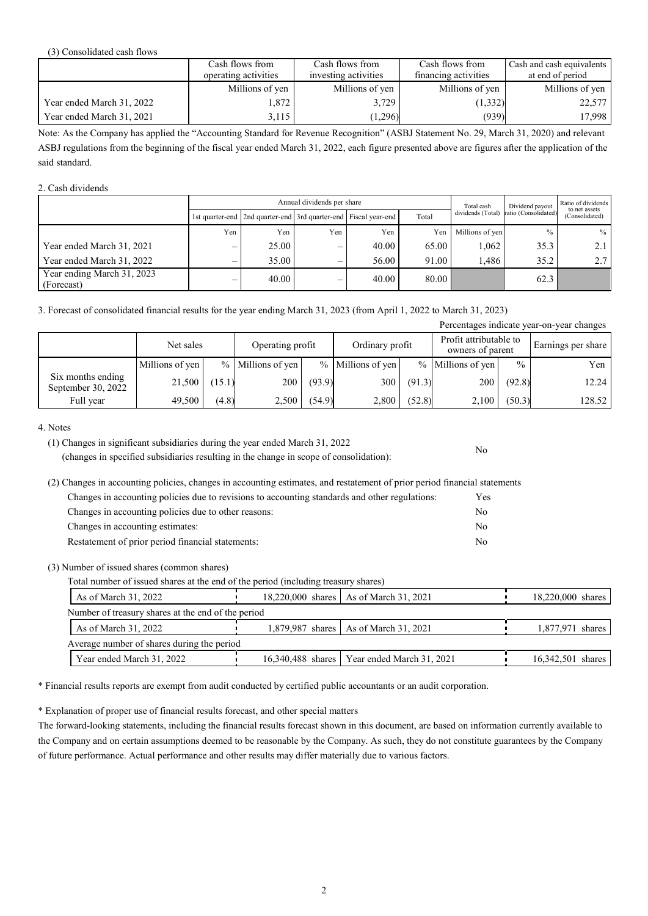(3) Consolidated cash flows

| | Cash flows from operating activities | Cash flows from investing activities | Cash flows from financing activities | Cash and cash equivalents at end of period |
|---|---|---|---|---|
| | Millions of yen | Millions of yen | Millions of yen | Millions of yen |
| Year ended March 31, 2022 | 1,872 | 3,729 | (1,332) | 22,577 |
| Year ended March 31, 2021 | 3,115 | (1,296) | (939) | 17,998 |

Note: As the Company has applied the "Accounting Standard for Revenue Recognition" (ASBJ Statement No. 29, March 31, 2020) and relevant ASBJ regulations from the beginning of the fiscal year ended March 31, 2022, each figure presented above are figures after the application of the said standard.

2. Cash dividends

| | Annual dividends per share | | | | | Total cash dividends (Total) | Dividend payout ratio (Consolidated) | Ratio of dividends to net assets (Consolidated) |
|---|---|---|---|---|---|---|---|---|
| | 1st quarter-end | 2nd quarter-end | 3rd quarter-end | Fiscal year-end | Total | | | |
| | Yen | Yen | Yen | Yen | Yen | Millions of yen | % | % |
| Year ended March 31, 2021 | – | 25.00 | – | 40.00 | 65.00 | 1,062 | 35.3 | 2.1 |
| Year ended March 31, 2022 | – | 35.00 | – | 56.00 | 91.00 | 1,486 | 35.2 | 2.7 |
| Year ending March 31, 2023 (Forecast) | – | 40.00 | – | 40.00 | 80.00 | | 62.3 | |

3. Forecast of consolidated financial results for the year ending March 31, 2023 (from April 1, 2022 to March 31, 2023)

Percentages indicate year-on-year changes

| | Net sales | | Operating profit | | Ordinary profit | | Profit attributable to owners of parent | | Earnings per share |
|---|---|---|---|---|---|---|---|---|---|
| | Millions of yen | % | Millions of yen | % | Millions of yen | % | Millions of yen | % | Yen |
| Six months ending September 30, 2022 | 21,500 | (15.1) | 200 | (93.9) | 300 | (91.3) | 200 | (92.8) | 12.24 |
| Full year | 49,500 | (4.8) | 2,500 | (54.9) | 2,800 | (52.8) | 2,100 | (50.3) | 128.52 |

4. Notes

(1) Changes in significant subsidiaries during the year ended March 31, 2022
(changes in specified subsidiaries resulting in the change in scope of consolidation): No

(2) Changes in accounting policies, changes in accounting estimates, and restatement of prior period financial statements

Changes in accounting policies due to revisions to accounting standards and other regulations: Yes
Changes in accounting policies due to other reasons: No
Changes in accounting estimates: No
Restatement of prior period financial statements: No

(3) Number of issued shares (common shares)

Total number of issued shares at the end of the period (including treasury shares)

| As of March 31, 2022 | 18,220,000 shares | As of March 31, 2021 | 18,220,000 shares |
|---|---|---|---|

Number of treasury shares at the end of the period

| As of March 31, 2022 | 1,879,987 shares | As of March 31, 2021 | 1,877,971 shares |
|---|---|---|---|

Average number of shares during the period

| Year ended March 31, 2022 | 16,340,488 shares | Year ended March 31, 2021 | 16,342,501 shares |
|---|---|---|---|

\* Financial results reports are exempt from audit conducted by certified public accountants or an audit corporation.

\* Explanation of proper use of financial results forecast, and other special matters

The forward-looking statements, including the financial results forecast shown in this document, are based on information currently available to the Company and on certain assumptions deemed to be reasonable by the Company. As such, they do not constitute guarantees by the Company of future performance. Actual performance and other results may differ materially due to various factors.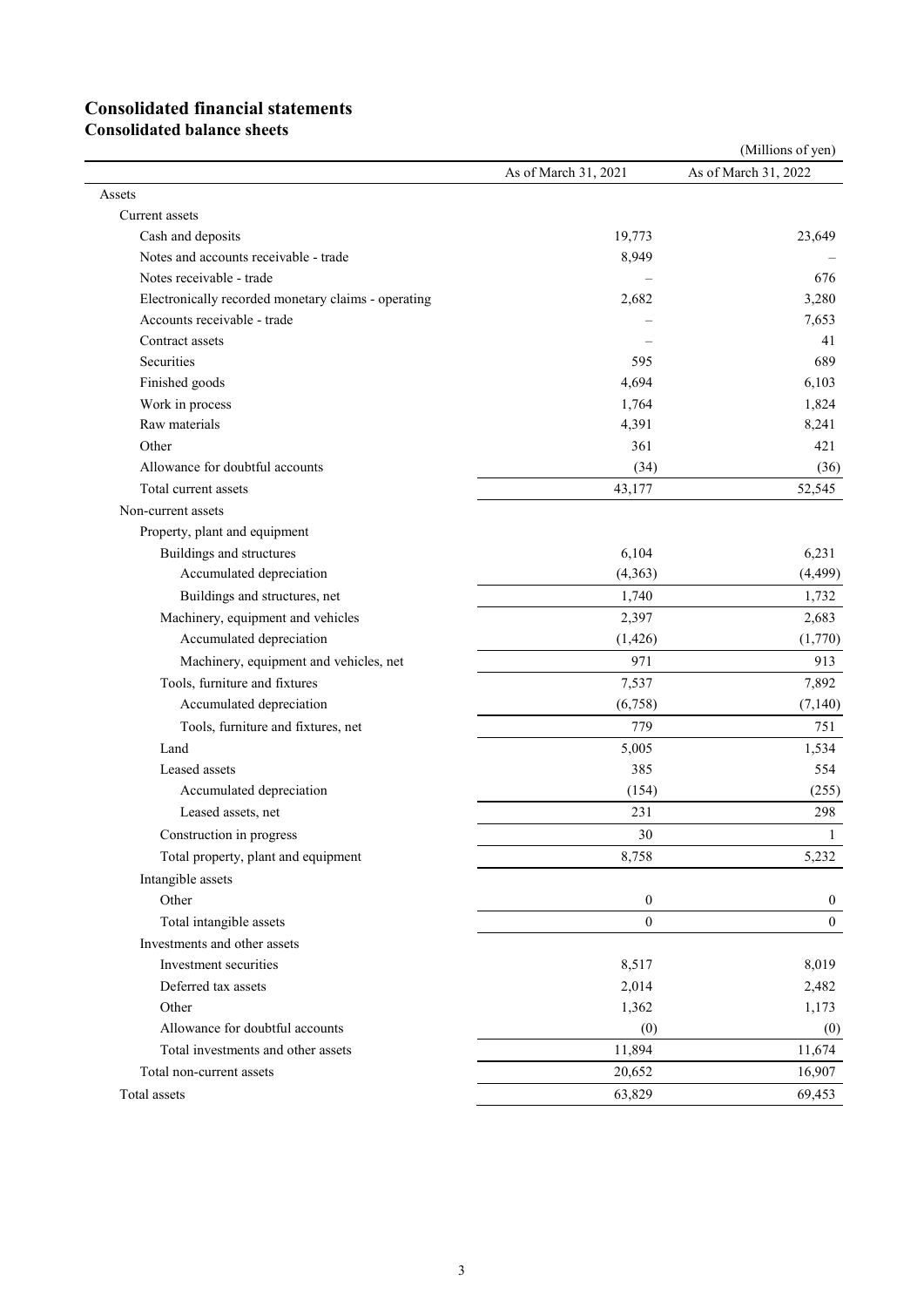# Consolidated financial statements

## Consolidated balance sheets

(Millions of yen)

| | As of March 31, 2021 | As of March 31, 2022 |
|---|---|---|
| Assets | | |
| Current assets | | |
| Cash and deposits | 19,773 | 23,649 |
| Notes and accounts receivable - trade | 8,949 | – |
| Notes receivable - trade | – | 676 |
| Electronically recorded monetary claims - operating | 2,682 | 3,280 |
| Accounts receivable - trade | – | 7,653 |
| Contract assets | – | 41 |
| Securities | 595 | 689 |
| Finished goods | 4,694 | 6,103 |
| Work in process | 1,764 | 1,824 |
| Raw materials | 4,391 | 8,241 |
| Other | 361 | 421 |
| Allowance for doubtful accounts | (34) | (36) |
| Total current assets | 43,177 | 52,545 |
| Non-current assets | | |
| Property, plant and equipment | | |
| Buildings and structures | 6,104 | 6,231 |
| Accumulated depreciation | (4,363) | (4,499) |
| Buildings and structures, net | 1,740 | 1,732 |
| Machinery, equipment and vehicles | 2,397 | 2,683 |
| Accumulated depreciation | (1,426) | (1,770) |
| Machinery, equipment and vehicles, net | 971 | 913 |
| Tools, furniture and fixtures | 7,537 | 7,892 |
| Accumulated depreciation | (6,758) | (7,140) |
| Tools, furniture and fixtures, net | 779 | 751 |
| Land | 5,005 | 1,534 |
| Leased assets | 385 | 554 |
| Accumulated depreciation | (154) | (255) |
| Leased assets, net | 231 | 298 |
| Construction in progress | 30 | 1 |
| Total property, plant and equipment | 8,758 | 5,232 |
| Intangible assets | | |
| Other | 0 | 0 |
| Total intangible assets | 0 | 0 |
| Investments and other assets | | |
| Investment securities | 8,517 | 8,019 |
| Deferred tax assets | 2,014 | 2,482 |
| Other | 1,362 | 1,173 |
| Allowance for doubtful accounts | (0) | (0) |
| Total investments and other assets | 11,894 | 11,674 |
| Total non-current assets | 20,652 | 16,907 |
| Total assets | 63,829 | 69,453 |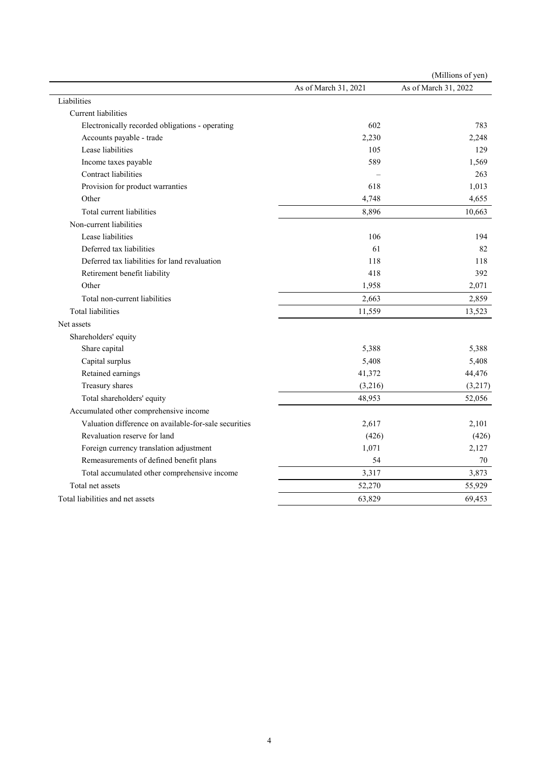(Millions of yen)

| | As of March 31, 2021 | As of March 31, 2022 |
|---|---|---|
| Liabilities | | |
| Current liabilities | | |
| Electronically recorded obligations - operating | 602 | 783 |
| Accounts payable - trade | 2,230 | 2,248 |
| Lease liabilities | 105 | 129 |
| Income taxes payable | 589 | 1,569 |
| Contract liabilities | – | 263 |
| Provision for product warranties | 618 | 1,013 |
| Other | 4,748 | 4,655 |
| Total current liabilities | 8,896 | 10,663 |
| Non-current liabilities | | |
| Lease liabilities | 106 | 194 |
| Deferred tax liabilities | 61 | 82 |
| Deferred tax liabilities for land revaluation | 118 | 118 |
| Retirement benefit liability | 418 | 392 |
| Other | 1,958 | 2,071 |
| Total non-current liabilities | 2,663 | 2,859 |
| Total liabilities | 11,559 | 13,523 |
| Net assets | | |
| Shareholders' equity | | |
| Share capital | 5,388 | 5,388 |
| Capital surplus | 5,408 | 5,408 |
| Retained earnings | 41,372 | 44,476 |
| Treasury shares | (3,216) | (3,217) |
| Total shareholders' equity | 48,953 | 52,056 |
| Accumulated other comprehensive income | | |
| Valuation difference on available-for-sale securities | 2,617 | 2,101 |
| Revaluation reserve for land | (426) | (426) |
| Foreign currency translation adjustment | 1,071 | 2,127 |
| Remeasurements of defined benefit plans | 54 | 70 |
| Total accumulated other comprehensive income | 3,317 | 3,873 |
| Total net assets | 52,270 | 55,929 |
| Total liabilities and net assets | 63,829 | 69,453 |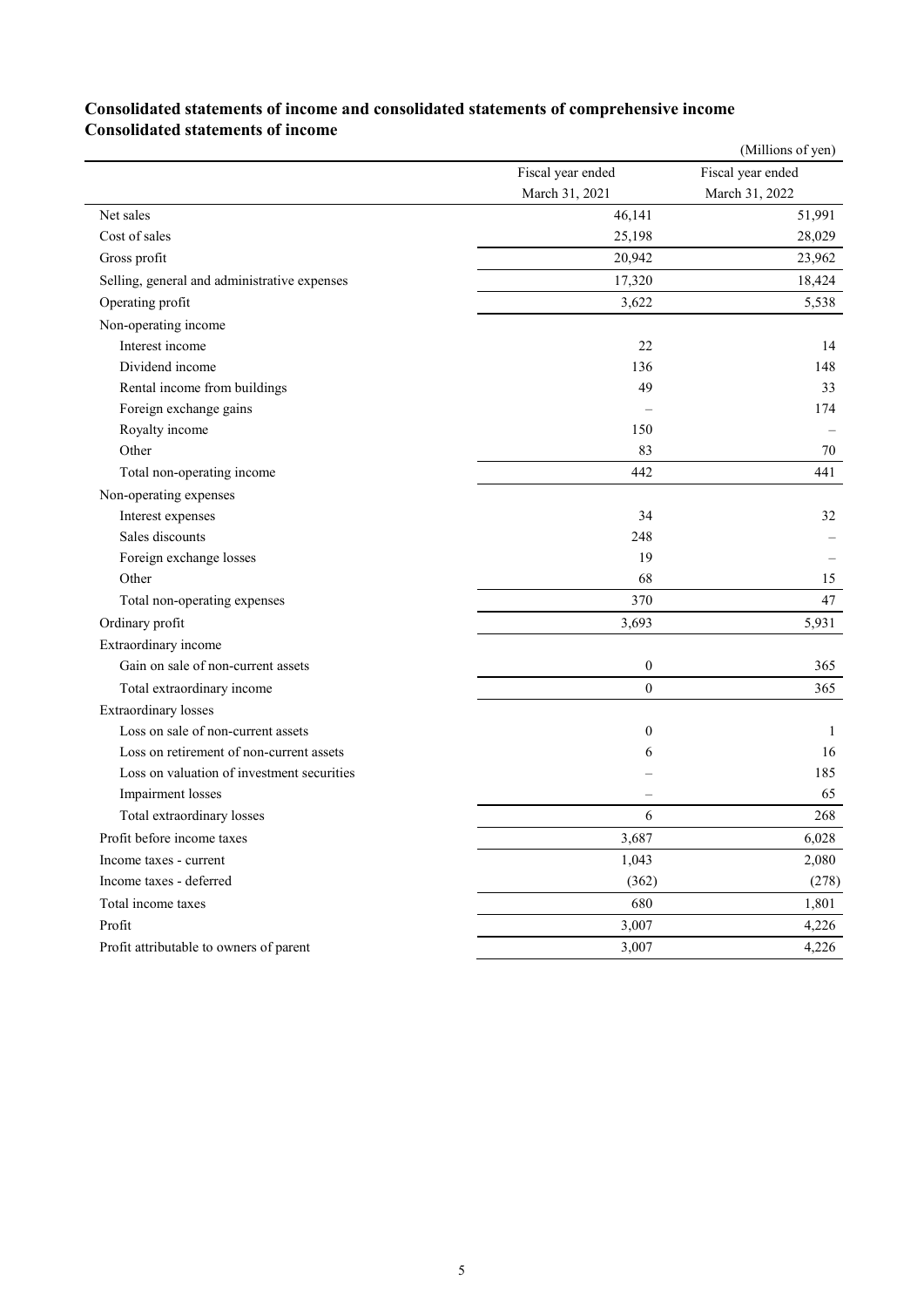## Consolidated statements of income and consolidated statements of comprehensive income

## Consolidated statements of income

(Millions of yen)

| | Fiscal year ended March 31, 2021 | Fiscal year ended March 31, 2022 |
|---|---|---|
| Net sales | 46,141 | 51,991 |
| Cost of sales | 25,198 | 28,029 |
| Gross profit | 20,942 | 23,962 |
| Selling, general and administrative expenses | 17,320 | 18,424 |
| Operating profit | 3,622 | 5,538 |
| Non-operating income | | |
| Interest income | 22 | 14 |
| Dividend income | 136 | 148 |
| Rental income from buildings | 49 | 33 |
| Foreign exchange gains | – | 174 |
| Royalty income | 150 | – |
| Other | 83 | 70 |
| Total non-operating income | 442 | 441 |
| Non-operating expenses | | |
| Interest expenses | 34 | 32 |
| Sales discounts | 248 | – |
| Foreign exchange losses | 19 | – |
| Other | 68 | 15 |
| Total non-operating expenses | 370 | 47 |
| Ordinary profit | 3,693 | 5,931 |
| Extraordinary income | | |
| Gain on sale of non-current assets | 0 | 365 |
| Total extraordinary income | 0 | 365 |
| Extraordinary losses | | |
| Loss on sale of non-current assets | 0 | 1 |
| Loss on retirement of non-current assets | 6 | 16 |
| Loss on valuation of investment securities | – | 185 |
| Impairment losses | – | 65 |
| Total extraordinary losses | 6 | 268 |
| Profit before income taxes | 3,687 | 6,028 |
| Income taxes - current | 1,043 | 2,080 |
| Income taxes - deferred | (362) | (278) |
| Total income taxes | 680 | 1,801 |
| Profit | 3,007 | 4,226 |
| Profit attributable to owners of parent | 3,007 | 4,226 |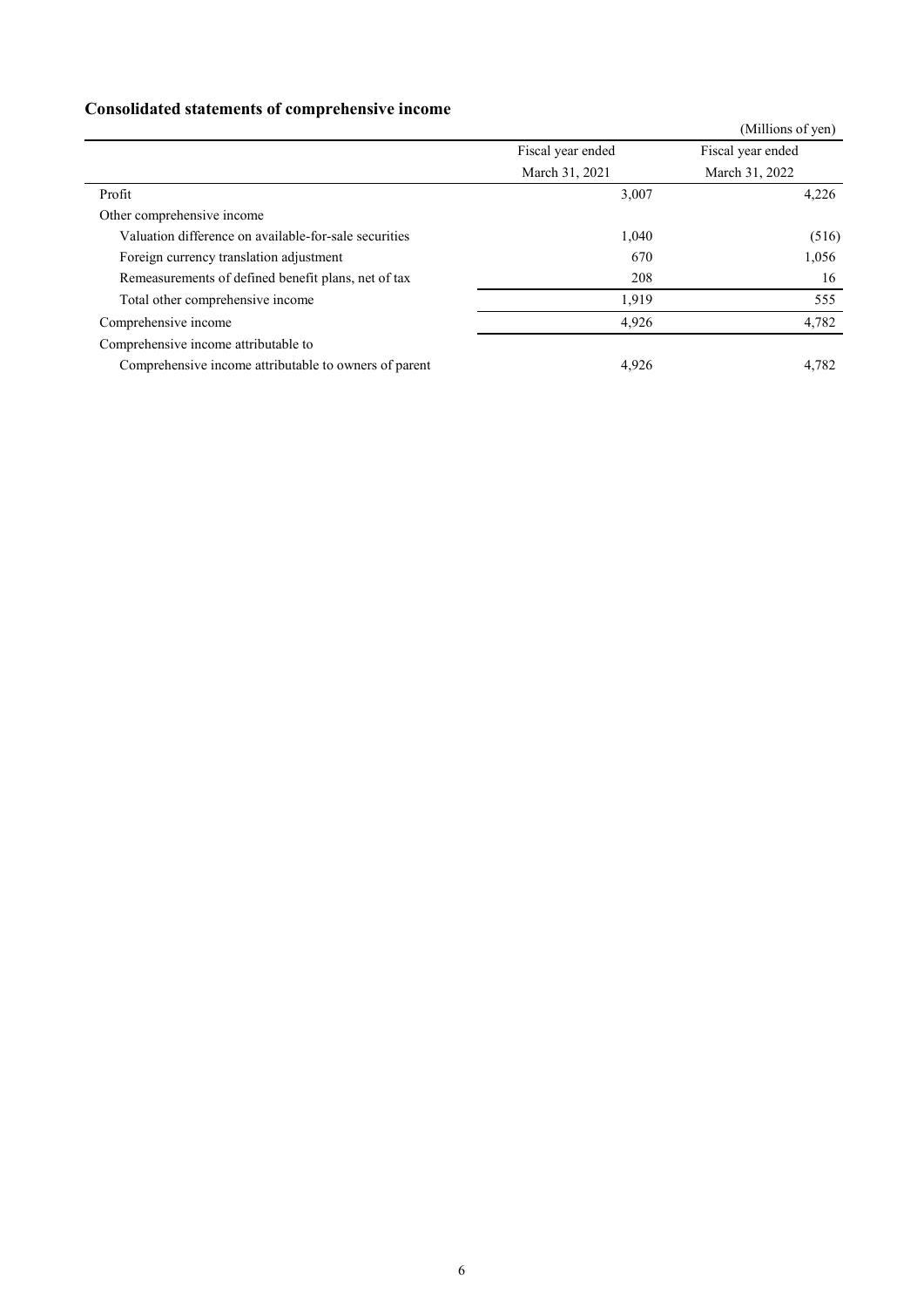## Consolidated statements of comprehensive income

(Millions of yen)

| | Fiscal year ended March 31, 2021 | Fiscal year ended March 31, 2022 |
|---|---|---|
| Profit | 3,007 | 4,226 |
| Other comprehensive income | | |
| Valuation difference on available-for-sale securities | 1,040 | (516) |
| Foreign currency translation adjustment | 670 | 1,056 |
| Remeasurements of defined benefit plans, net of tax | 208 | 16 |
| Total other comprehensive income | 1,919 | 555 |
| Comprehensive income | 4,926 | 4,782 |
| Comprehensive income attributable to | | |
| Comprehensive income attributable to owners of parent | 4,926 | 4,782 |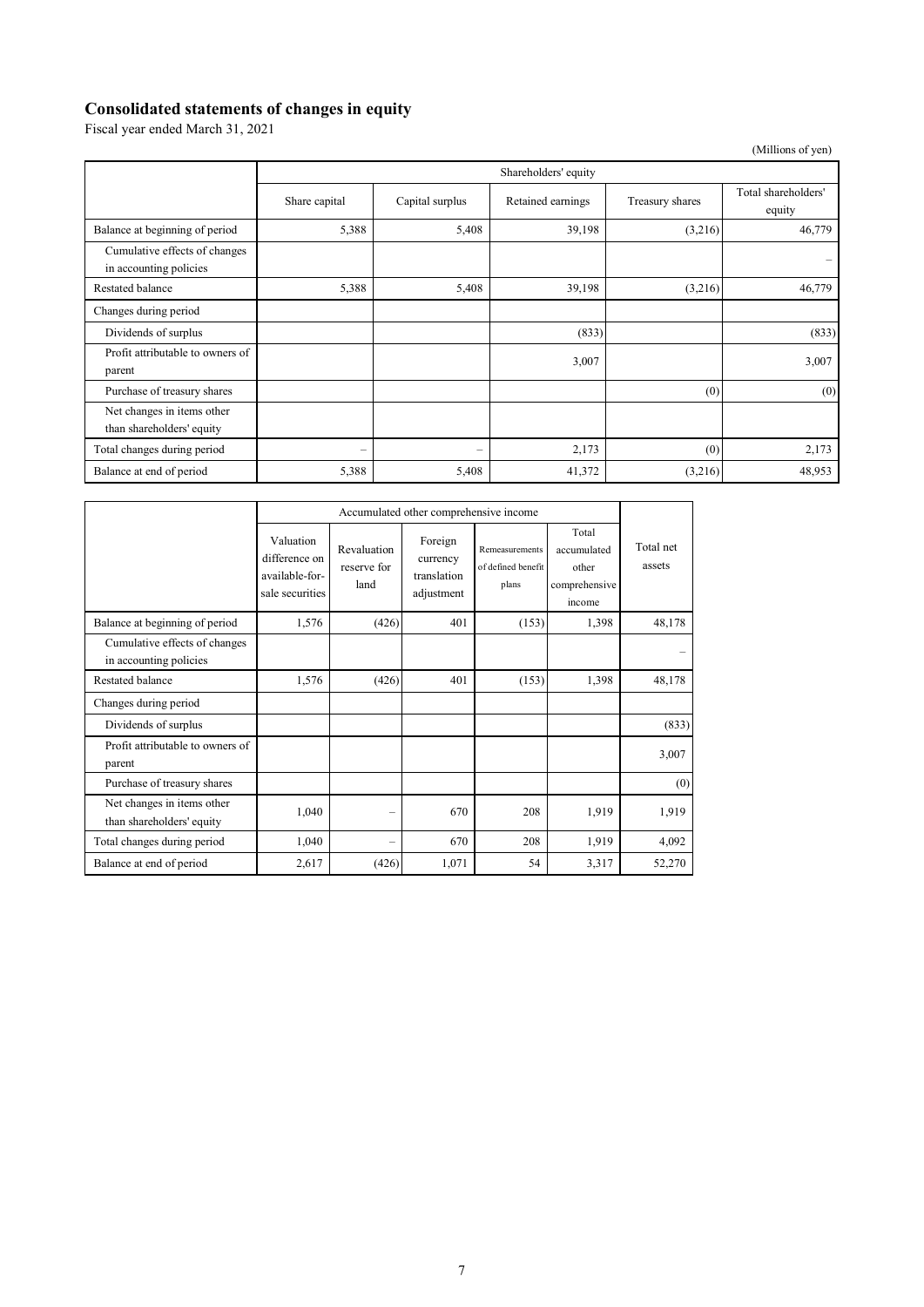## Consolidated statements of changes in equity

Fiscal year ended March 31, 2021

(Millions of yen)

| | Shareholders' equity | | | | |
|---|---|---|---|---|---|
| | Share capital | Capital surplus | Retained earnings | Treasury shares | Total shareholders' equity |
| Balance at beginning of period | 5,388 | 5,408 | 39,198 | (3,216) | 46,779 |
| Cumulative effects of changes in accounting policies | | | | | – |
| Restated balance | 5,388 | 5,408 | 39,198 | (3,216) | 46,779 |
| Changes during period | | | | | |
| Dividends of surplus | | | (833) | | (833) |
| Profit attributable to owners of parent | | | 3,007 | | 3,007 |
| Purchase of treasury shares | | | | (0) | (0) |
| Net changes in items other than shareholders' equity | | | | | |
| Total changes during period | – | – | 2,173 | (0) | 2,173 |
| Balance at end of period | 5,388 | 5,408 | 41,372 | (3,216) | 48,953 |

| | Accumulated other comprehensive income | | | | | |
|---|---|---|---|---|---|---|
| | Valuation difference on available-for-sale securities | Revaluation reserve for land | Foreign currency translation adjustment | Remeasurements of defined benefit plans | Total accumulated other comprehensive income | Total net assets |
| Balance at beginning of period | 1,576 | (426) | 401 | (153) | 1,398 | 48,178 |
| Cumulative effects of changes in accounting policies | | | | | | – |
| Restated balance | 1,576 | (426) | 401 | (153) | 1,398 | 48,178 |
| Changes during period | | | | | | |
| Dividends of surplus | | | | | | (833) |
| Profit attributable to owners of parent | | | | | | 3,007 |
| Purchase of treasury shares | | | | | | (0) |
| Net changes in items other than shareholders' equity | 1,040 | – | 670 | 208 | 1,919 | 1,919 |
| Total changes during period | 1,040 | – | 670 | 208 | 1,919 | 4,092 |
| Balance at end of period | 2,617 | (426) | 1,071 | 54 | 3,317 | 52,270 |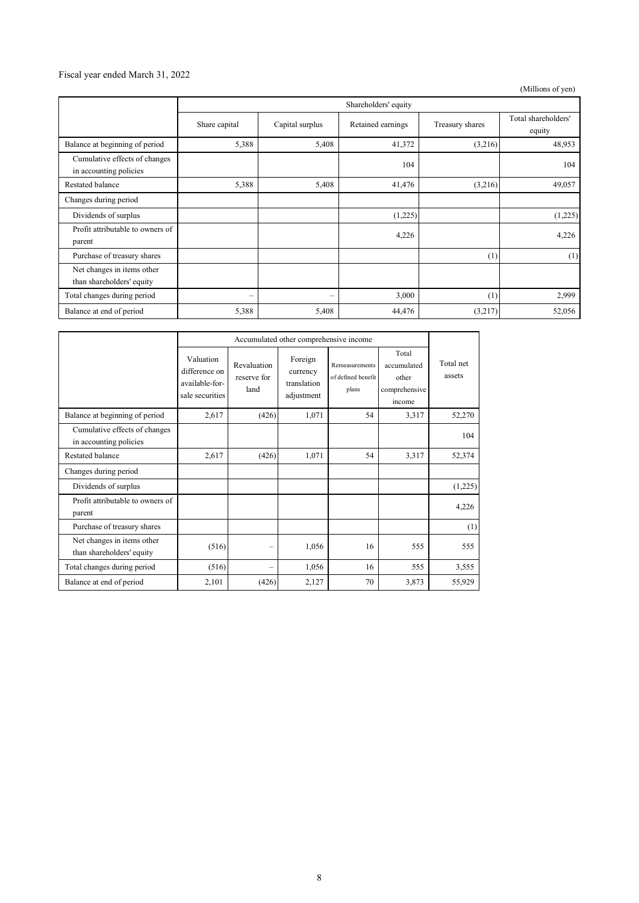Fiscal year ended March 31, 2022

(Millions of yen)

| | Shareholders' equity | | | | |
|---|---|---|---|---|---|
| | Share capital | Capital surplus | Retained earnings | Treasury shares | Total shareholders' equity |
| Balance at beginning of period | 5,388 | 5,408 | 41,372 | (3,216) | 48,953 |
| Cumulative effects of changes in accounting policies | | | 104 | | 104 |
| Restated balance | 5,388 | 5,408 | 41,476 | (3,216) | 49,057 |
| Changes during period | | | | | |
| Dividends of surplus | | | (1,225) | | (1,225) |
| Profit attributable to owners of parent | | | 4,226 | | 4,226 |
| Purchase of treasury shares | | | | (1) | (1) |
| Net changes in items other than shareholders' equity | | | | | |
| Total changes during period | – | – | 3,000 | (1) | 2,999 |
| Balance at end of period | 5,388 | 5,408 | 44,476 | (3,217) | 52,056 |

| | Accumulated other comprehensive income | | | | | Total net assets |
|---|---|---|---|---|---|---|
| | Valuation difference on available-for-sale securities | Revaluation reserve for land | Foreign currency translation adjustment | Remeasurements of defined benefit plans | Total accumulated other comprehensive income | |
| Balance at beginning of period | 2,617 | (426) | 1,071 | 54 | 3,317 | 52,270 |
| Cumulative effects of changes in accounting policies | | | | | | 104 |
| Restated balance | 2,617 | (426) | 1,071 | 54 | 3,317 | 52,374 |
| Changes during period | | | | | | |
| Dividends of surplus | | | | | | (1,225) |
| Profit attributable to owners of parent | | | | | | 4,226 |
| Purchase of treasury shares | | | | | | (1) |
| Net changes in items other than shareholders' equity | (516) | – | 1,056 | 16 | 555 | 555 |
| Total changes during period | (516) | – | 1,056 | 16 | 555 | 3,555 |
| Balance at end of period | 2,101 | (426) | 2,127 | 70 | 3,873 | 55,929 |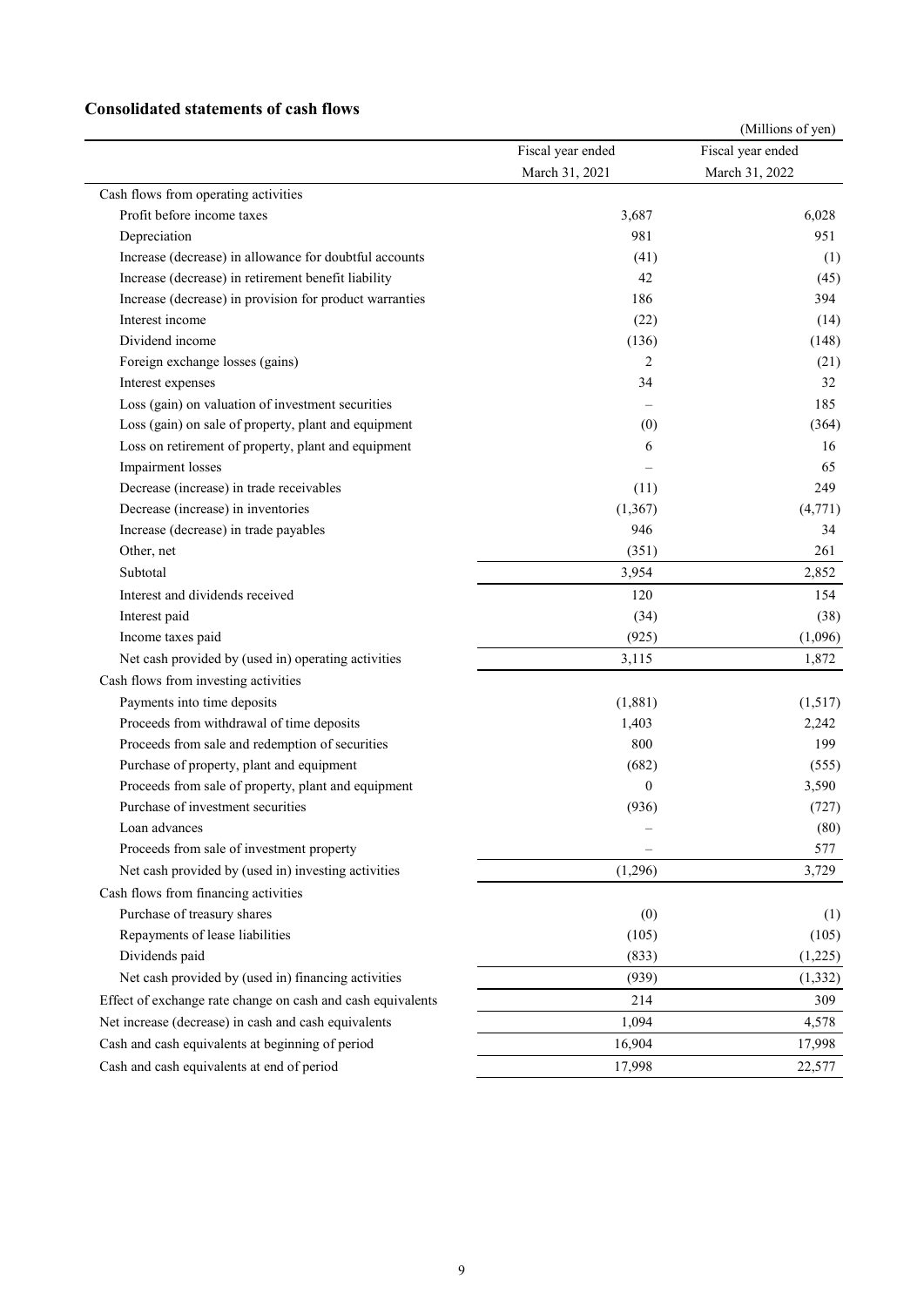## Consolidated statements of cash flows

(Millions of yen)

| | Fiscal year ended March 31, 2021 | Fiscal year ended March 31, 2022 |
|---|---|---|
| Cash flows from operating activities | | |
| Profit before income taxes | 3,687 | 6,028 |
| Depreciation | 981 | 951 |
| Increase (decrease) in allowance for doubtful accounts | (41) | (1) |
| Increase (decrease) in retirement benefit liability | 42 | (45) |
| Increase (decrease) in provision for product warranties | 186 | 394 |
| Interest income | (22) | (14) |
| Dividend income | (136) | (148) |
| Foreign exchange losses (gains) | 2 | (21) |
| Interest expenses | 34 | 32 |
| Loss (gain) on valuation of investment securities | – | 185 |
| Loss (gain) on sale of property, plant and equipment | (0) | (364) |
| Loss on retirement of property, plant and equipment | 6 | 16 |
| Impairment losses | – | 65 |
| Decrease (increase) in trade receivables | (11) | 249 |
| Decrease (increase) in inventories | (1,367) | (4,771) |
| Increase (decrease) in trade payables | 946 | 34 |
| Other, net | (351) | 261 |
| Subtotal | 3,954 | 2,852 |
| Interest and dividends received | 120 | 154 |
| Interest paid | (34) | (38) |
| Income taxes paid | (925) | (1,096) |
| Net cash provided by (used in) operating activities | 3,115 | 1,872 |
| Cash flows from investing activities | | |
| Payments into time deposits | (1,881) | (1,517) |
| Proceeds from withdrawal of time deposits | 1,403 | 2,242 |
| Proceeds from sale and redemption of securities | 800 | 199 |
| Purchase of property, plant and equipment | (682) | (555) |
| Proceeds from sale of property, plant and equipment | 0 | 3,590 |
| Purchase of investment securities | (936) | (727) |
| Loan advances | – | (80) |
| Proceeds from sale of investment property | – | 577 |
| Net cash provided by (used in) investing activities | (1,296) | 3,729 |
| Cash flows from financing activities | | |
| Purchase of treasury shares | (0) | (1) |
| Repayments of lease liabilities | (105) | (105) |
| Dividends paid | (833) | (1,225) |
| Net cash provided by (used in) financing activities | (939) | (1,332) |
| Effect of exchange rate change on cash and cash equivalents | 214 | 309 |
| Net increase (decrease) in cash and cash equivalents | 1,094 | 4,578 |
| Cash and cash equivalents at beginning of period | 16,904 | 17,998 |
| Cash and cash equivalents at end of period | 17,998 | 22,577 |